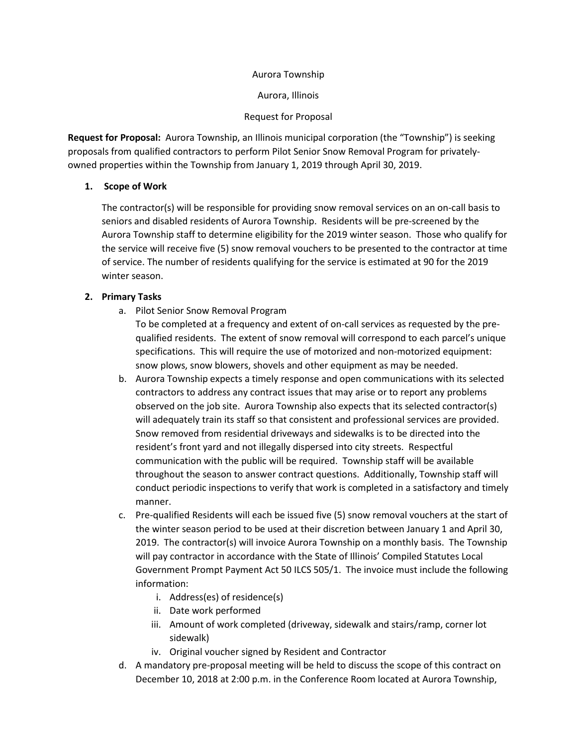Aurora Township

Aurora, Illinois

Request for Proposal

**Request for Proposal:** Aurora Township, an Illinois municipal corporation (the "Township") is seeking proposals from qualified contractors to perform Pilot Senior Snow Removal Program for privately-owned properties within the Township from January 1, 2019 through April 30, 2019.

1. **Scope of Work**

   The contractor(s) will be responsible for providing snow removal services on an on-call basis to seniors and disabled residents of Aurora Township. Residents will be pre-screened by the Aurora Township staff to determine eligibility for the 2019 winter season. Those who qualify for the service will receive five (5) snow removal vouchers to be presented to the contractor at time of service. The number of residents qualifying for the service is estimated at 90 for the 2019 winter season.

2. **Primary Tasks**

   a. Pilot Senior Snow Removal Program
      To be completed at a frequency and extent of on-call services as requested by the pre-qualified residents. The extent of snow removal will correspond to each parcel's unique specifications. This will require the use of motorized and non-motorized equipment: snow plows, snow blowers, shovels and other equipment as may be needed.

   b. Aurora Township expects a timely response and open communications with its selected contractors to address any contract issues that may arise or to report any problems observed on the job site. Aurora Township also expects that its selected contractor(s) will adequately train its staff so that consistent and professional services are provided. Snow removed from residential driveways and sidewalks is to be directed into the resident's front yard and not illegally dispersed into city streets. Respectful communication with the public will be required. Township staff will be available throughout the season to answer contract questions. Additionally, Township staff will conduct periodic inspections to verify that work is completed in a satisfactory and timely manner.

   c. Pre-qualified Residents will each be issued five (5) snow removal vouchers at the start of the winter season period to be used at their discretion between January 1 and April 30, 2019. The contractor(s) will invoice Aurora Township on a monthly basis. The Township will pay contractor in accordance with the State of Illinois' Compiled Statutes Local Government Prompt Payment Act 50 ILCS 505/1. The invoice must include the following information:

      i. Address(es) of residence(s)
      ii. Date work performed
      iii. Amount of work completed (driveway, sidewalk and stairs/ramp, corner lot sidewalk)
      iv. Original voucher signed by Resident and Contractor

   d. A mandatory pre-proposal meeting will be held to discuss the scope of this contract on December 10, 2018 at 2:00 p.m. in the Conference Room located at Aurora Township,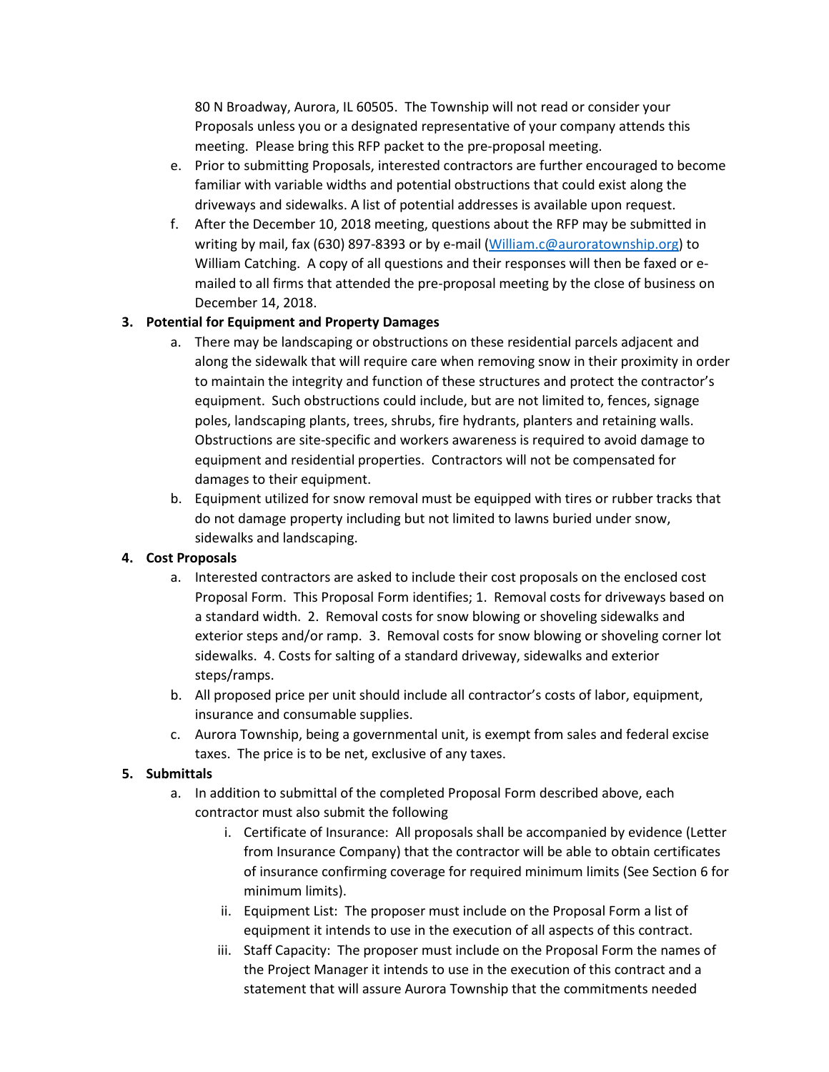80 N Broadway, Aurora, IL 60505. The Township will not read or consider your Proposals unless you or a designated representative of your company attends this meeting. Please bring this RFP packet to the pre-proposal meeting.

e. Prior to submitting Proposals, interested contractors are further encouraged to become familiar with variable widths and potential obstructions that could exist along the driveways and sidewalks. A list of potential addresses is available upon request.

f. After the December 10, 2018 meeting, questions about the RFP may be submitted in writing by mail, fax (630) 897-8393 or by e-mail (William.c@auroratownship.org) to William Catching. A copy of all questions and their responses will then be faxed or e-mailed to all firms that attended the pre-proposal meeting by the close of business on December 14, 2018.

**3. Potential for Equipment and Property Damages**

a. There may be landscaping or obstructions on these residential parcels adjacent and along the sidewalk that will require care when removing snow in their proximity in order to maintain the integrity and function of these structures and protect the contractor's equipment. Such obstructions could include, but are not limited to, fences, signage poles, landscaping plants, trees, shrubs, fire hydrants, planters and retaining walls. Obstructions are site-specific and workers awareness is required to avoid damage to equipment and residential properties. Contractors will not be compensated for damages to their equipment.

b. Equipment utilized for snow removal must be equipped with tires or rubber tracks that do not damage property including but not limited to lawns buried under snow, sidewalks and landscaping.

**4. Cost Proposals**

a. Interested contractors are asked to include their cost proposals on the enclosed cost Proposal Form. This Proposal Form identifies; 1. Removal costs for driveways based on a standard width. 2. Removal costs for snow blowing or shoveling sidewalks and exterior steps and/or ramp. 3. Removal costs for snow blowing or shoveling corner lot sidewalks. 4. Costs for salting of a standard driveway, sidewalks and exterior steps/ramps.

b. All proposed price per unit should include all contractor's costs of labor, equipment, insurance and consumable supplies.

c. Aurora Township, being a governmental unit, is exempt from sales and federal excise taxes. The price is to be net, exclusive of any taxes.

**5. Submittals**

a. In addition to submittal of the completed Proposal Form described above, each contractor must also submit the following

   i. Certificate of Insurance: All proposals shall be accompanied by evidence (Letter from Insurance Company) that the contractor will be able to obtain certificates of insurance confirming coverage for required minimum limits (See Section 6 for minimum limits).

   ii. Equipment List: The proposer must include on the Proposal Form a list of equipment it intends to use in the execution of all aspects of this contract.

   iii. Staff Capacity: The proposer must include on the Proposal Form the names of the Project Manager it intends to use in the execution of this contract and a statement that will assure Aurora Township that the commitments needed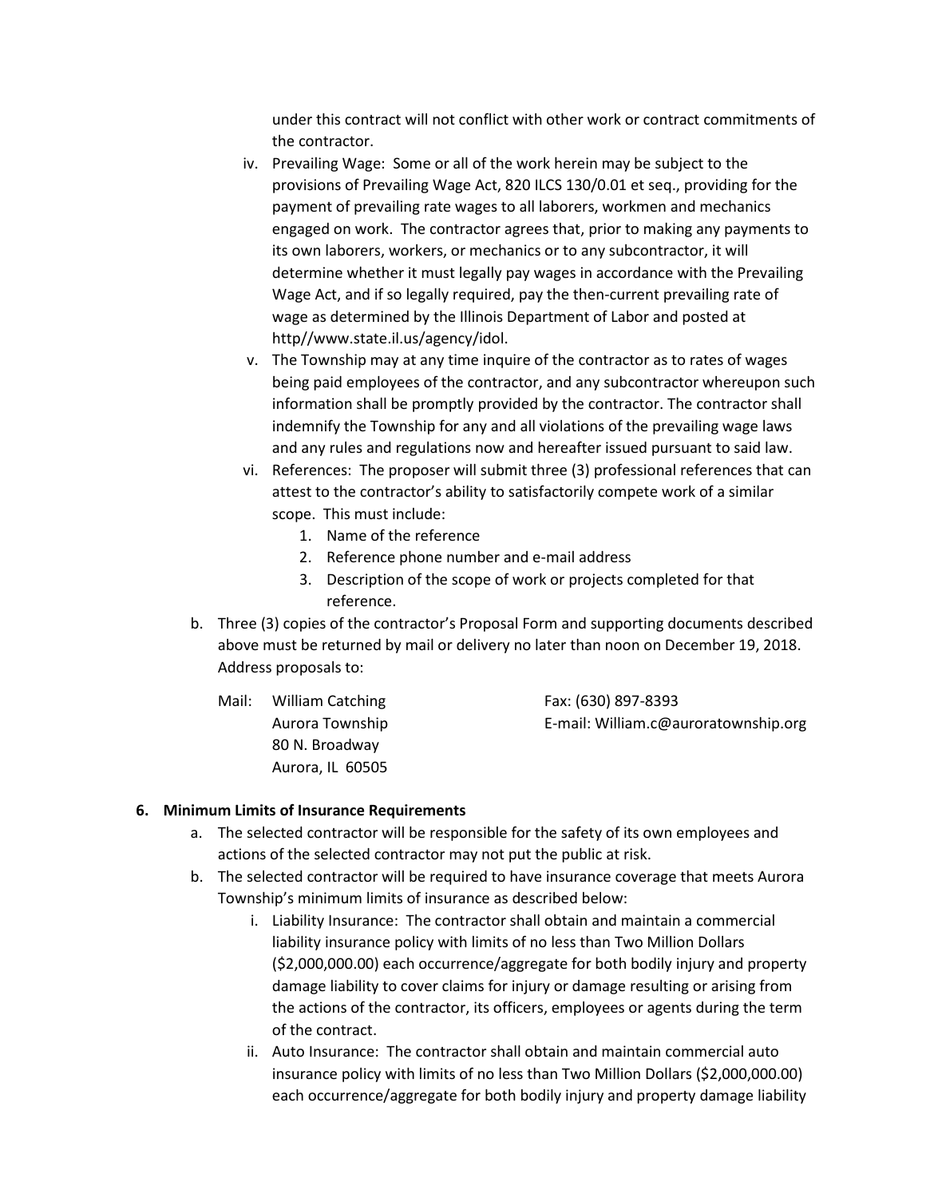under this contract will not conflict with other work or contract commitments of the contractor.

iv. Prevailing Wage: Some or all of the work herein may be subject to the provisions of Prevailing Wage Act, 820 ILCS 130/0.01 et seq., providing for the payment of prevailing rate wages to all laborers, workmen and mechanics engaged on work. The contractor agrees that, prior to making any payments to its own laborers, workers, or mechanics or to any subcontractor, it will determine whether it must legally pay wages in accordance with the Prevailing Wage Act, and if so legally required, pay the then-current prevailing rate of wage as determined by the Illinois Department of Labor and posted at http//www.state.il.us/agency/idol.

v. The Township may at any time inquire of the contractor as to rates of wages being paid employees of the contractor, and any subcontractor whereupon such information shall be promptly provided by the contractor. The contractor shall indemnify the Township for any and all violations of the prevailing wage laws and any rules and regulations now and hereafter issued pursuant to said law.

vi. References: The proposer will submit three (3) professional references that can attest to the contractor's ability to satisfactorily compete work of a similar scope. This must include:

1. Name of the reference
2. Reference phone number and e-mail address
3. Description of the scope of work or projects completed for that reference.

b. Three (3) copies of the contractor's Proposal Form and supporting documents described above must be returned by mail or delivery no later than noon on December 19, 2018. Address proposals to:

Mail: William Catching
Aurora Township
80 N. Broadway
Aurora, IL 60505

Fax: (630) 897-8393
E-mail: William.c@auroratownship.org

**6. Minimum Limits of Insurance Requirements**

a. The selected contractor will be responsible for the safety of its own employees and actions of the selected contractor may not put the public at risk.

b. The selected contractor will be required to have insurance coverage that meets Aurora Township's minimum limits of insurance as described below:

i. Liability Insurance: The contractor shall obtain and maintain a commercial liability insurance policy with limits of no less than Two Million Dollars ($2,000,000.00) each occurrence/aggregate for both bodily injury and property damage liability to cover claims for injury or damage resulting or arising from the actions of the contractor, its officers, employees or agents during the term of the contract.

ii. Auto Insurance: The contractor shall obtain and maintain commercial auto insurance policy with limits of no less than Two Million Dollars ($2,000,000.00) each occurrence/aggregate for both bodily injury and property damage liability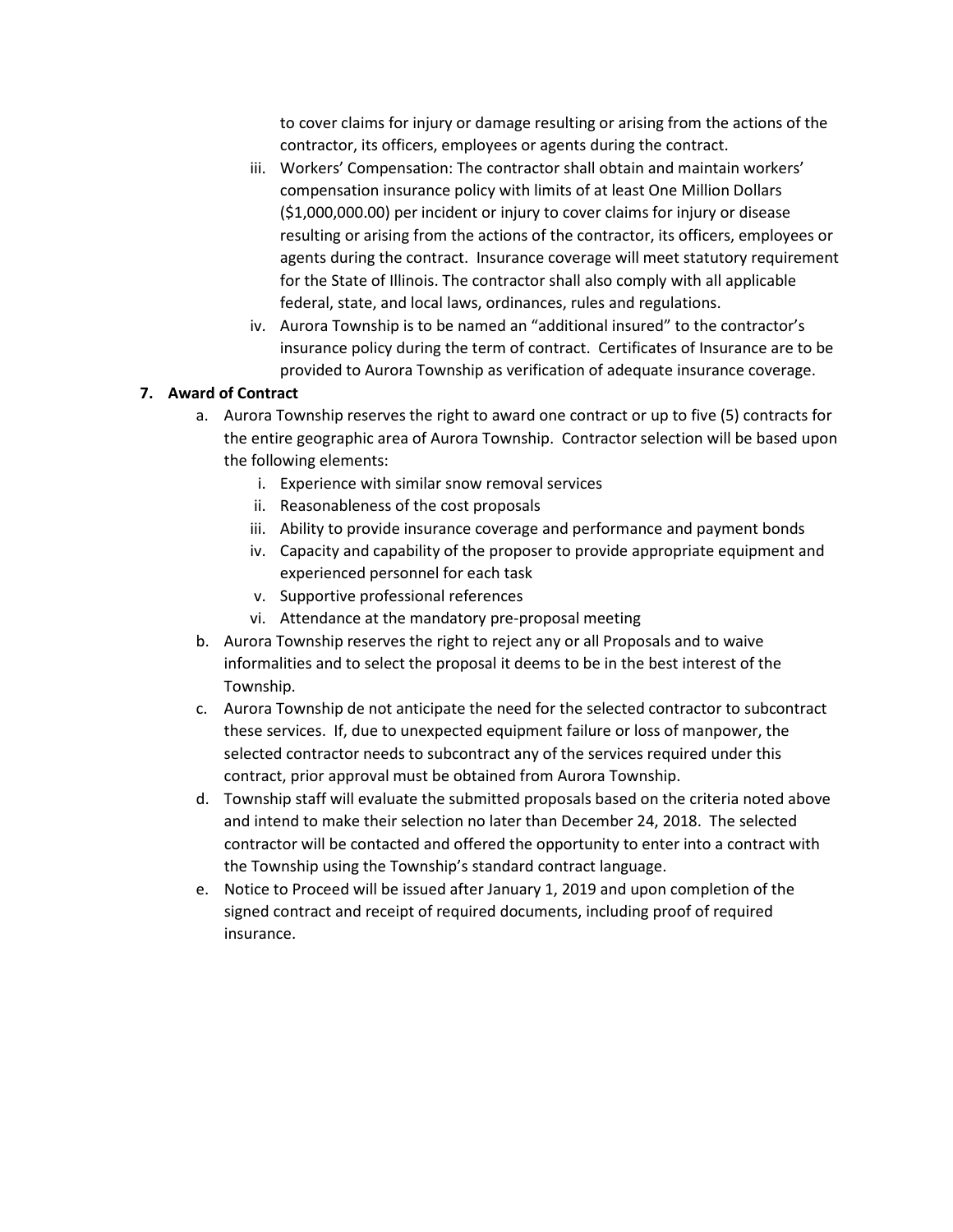to cover claims for injury or damage resulting or arising from the actions of the contractor, its officers, employees or agents during the contract.

iii. Workers' Compensation: The contractor shall obtain and maintain workers' compensation insurance policy with limits of at least One Million Dollars ($1,000,000.00) per incident or injury to cover claims for injury or disease resulting or arising from the actions of the contractor, its officers, employees or agents during the contract. Insurance coverage will meet statutory requirement for the State of Illinois. The contractor shall also comply with all applicable federal, state, and local laws, ordinances, rules and regulations.

iv. Aurora Township is to be named an "additional insured" to the contractor's insurance policy during the term of contract. Certificates of Insurance are to be provided to Aurora Township as verification of adequate insurance coverage.

**7. Award of Contract**

a. Aurora Township reserves the right to award one contract or up to five (5) contracts for the entire geographic area of Aurora Township. Contractor selection will be based upon the following elements:
   i. Experience with similar snow removal services
   ii. Reasonableness of the cost proposals
   iii. Ability to provide insurance coverage and performance and payment bonds
   iv. Capacity and capability of the proposer to provide appropriate equipment and experienced personnel for each task
   v. Supportive professional references
   vi. Attendance at the mandatory pre-proposal meeting

b. Aurora Township reserves the right to reject any or all Proposals and to waive informalities and to select the proposal it deems to be in the best interest of the Township.

c. Aurora Township de not anticipate the need for the selected contractor to subcontract these services. If, due to unexpected equipment failure or loss of manpower, the selected contractor needs to subcontract any of the services required under this contract, prior approval must be obtained from Aurora Township.

d. Township staff will evaluate the submitted proposals based on the criteria noted above and intend to make their selection no later than December 24, 2018. The selected contractor will be contacted and offered the opportunity to enter into a contract with the Township using the Township's standard contract language.

e. Notice to Proceed will be issued after January 1, 2019 and upon completion of the signed contract and receipt of required documents, including proof of required insurance.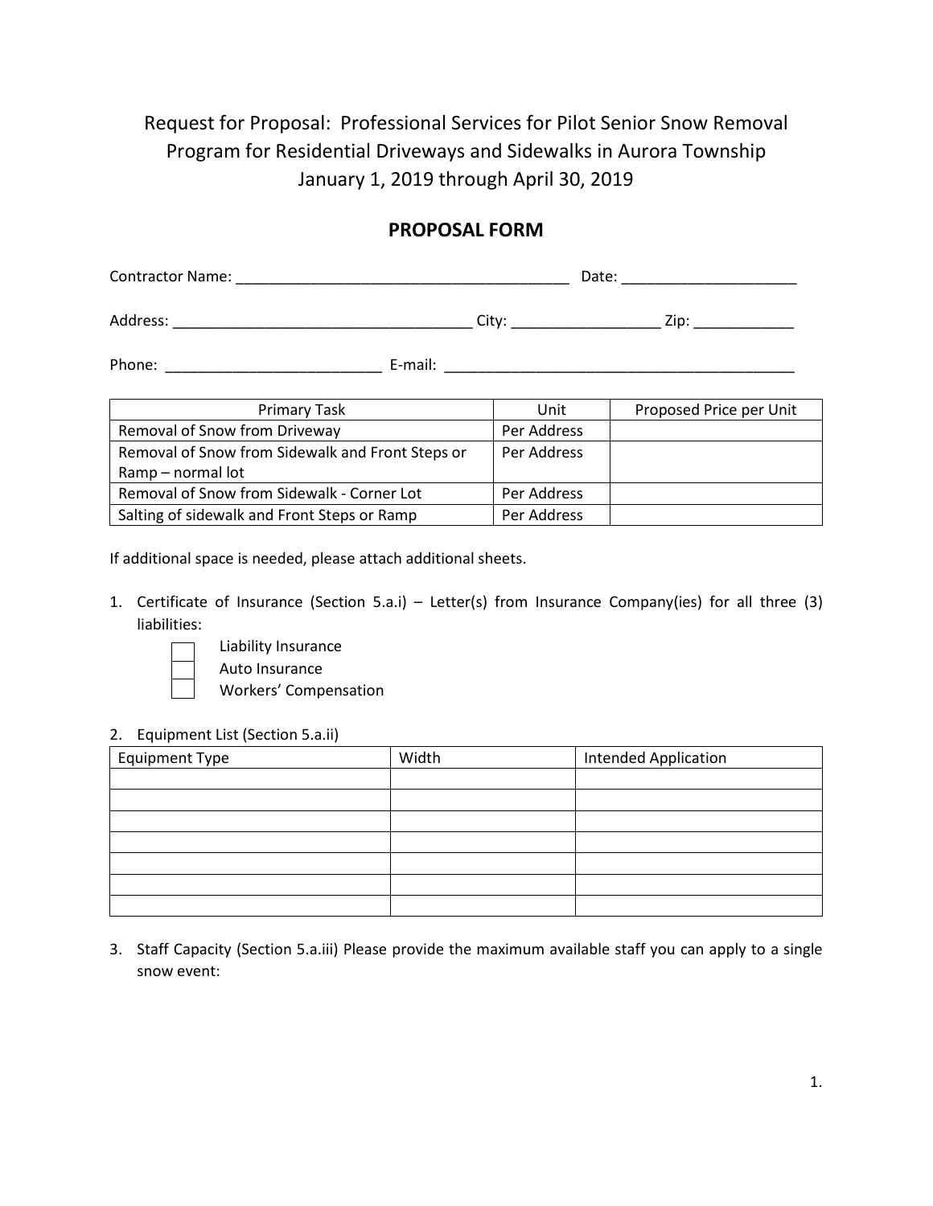Request for Proposal: Professional Services for Pilot Senior Snow Removal Program for Residential Driveways and Sidewalks in Aurora Township
January 1, 2019 through April 30, 2019

## PROPOSAL FORM

Contractor Name: ________________________________________ Date: _____________________

Address: ____________________________________ City: __________________ Zip: ____________

Phone: __________________________ E-mail: ___________________________________________

| Primary Task | Unit | Proposed Price per Unit |
|---|---|---|
| Removal of Snow from Driveway | Per Address | |
| Removal of Snow from Sidewalk and Front Steps or Ramp – normal lot | Per Address | |
| Removal of Snow from Sidewalk - Corner Lot | Per Address | |
| Salting of sidewalk and Front Steps or Ramp | Per Address | |

If additional space is needed, please attach additional sheets.

1. Certificate of Insurance (Section 5.a.i) – Letter(s) from Insurance Company(ies) for all three (3) liabilities:
   - ☐ Liability Insurance
   - ☐ Auto Insurance
   - ☐ Workers' Compensation

2. Equipment List (Section 5.a.ii)

| Equipment Type | Width | Intended Application |
|---|---|---|
| | | |
| | | |
| | | |
| | | |
| | | |
| | | |
| | | |

3. Staff Capacity (Section 5.a.iii) Please provide the maximum available staff you can apply to a single snow event: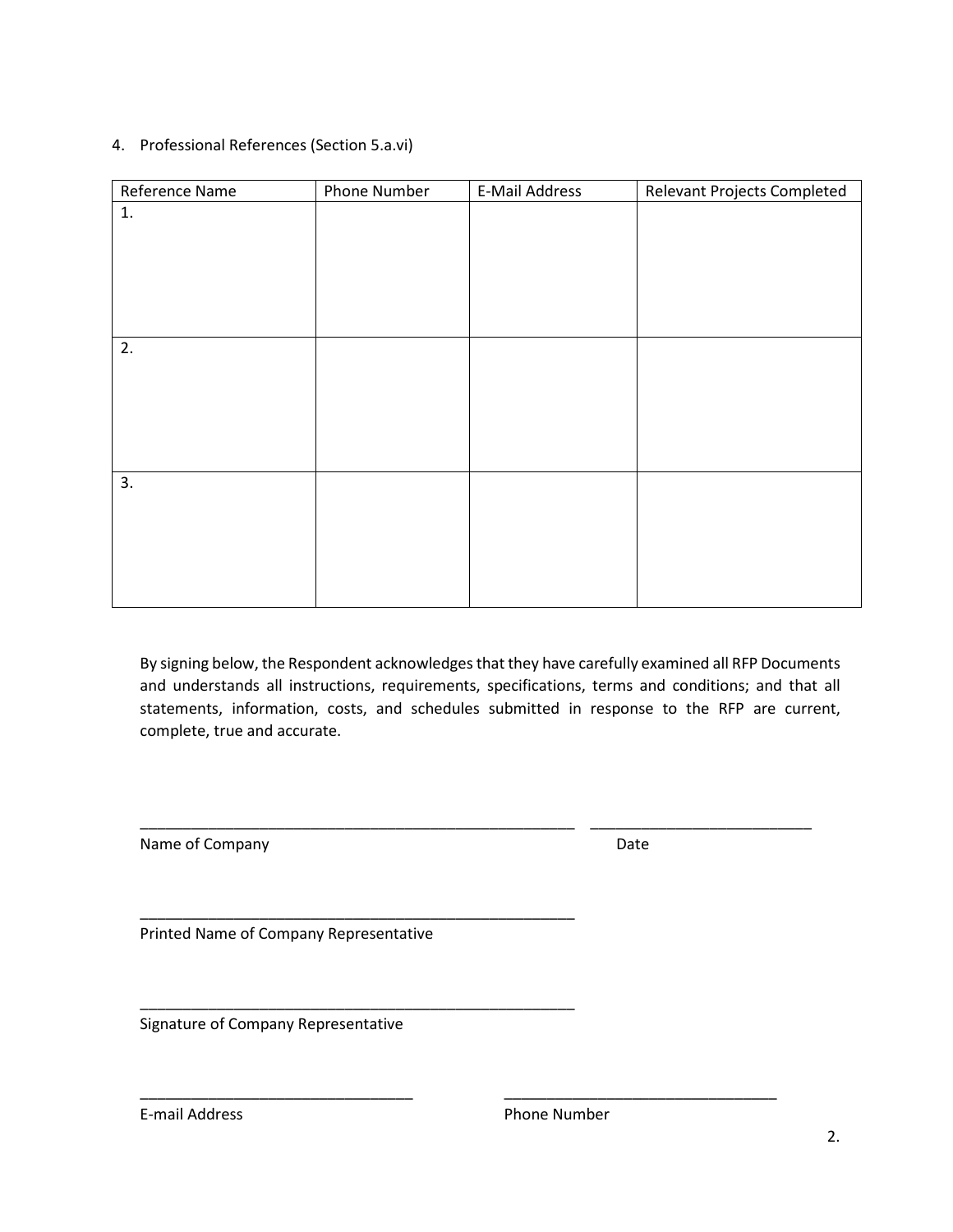4. Professional References (Section 5.a.vi)

| Reference Name | Phone Number | E-Mail Address | Relevant Projects Completed |
| --- | --- | --- | --- |
| 1. | | | |
| 2. | | | |
| 3. | | | |

By signing below, the Respondent acknowledges that they have carefully examined all RFP Documents and understands all instructions, requirements, specifications, terms and conditions; and that all statements, information, costs, and schedules submitted in response to the RFP are current, complete, true and accurate.

_______________________________________________________ ___________________________

Name of Company Date

_______________________________________________________

Printed Name of Company Representative

_______________________________________________________

Signature of Company Representative

__________________________________ __________________________________

E-mail Address Phone Number